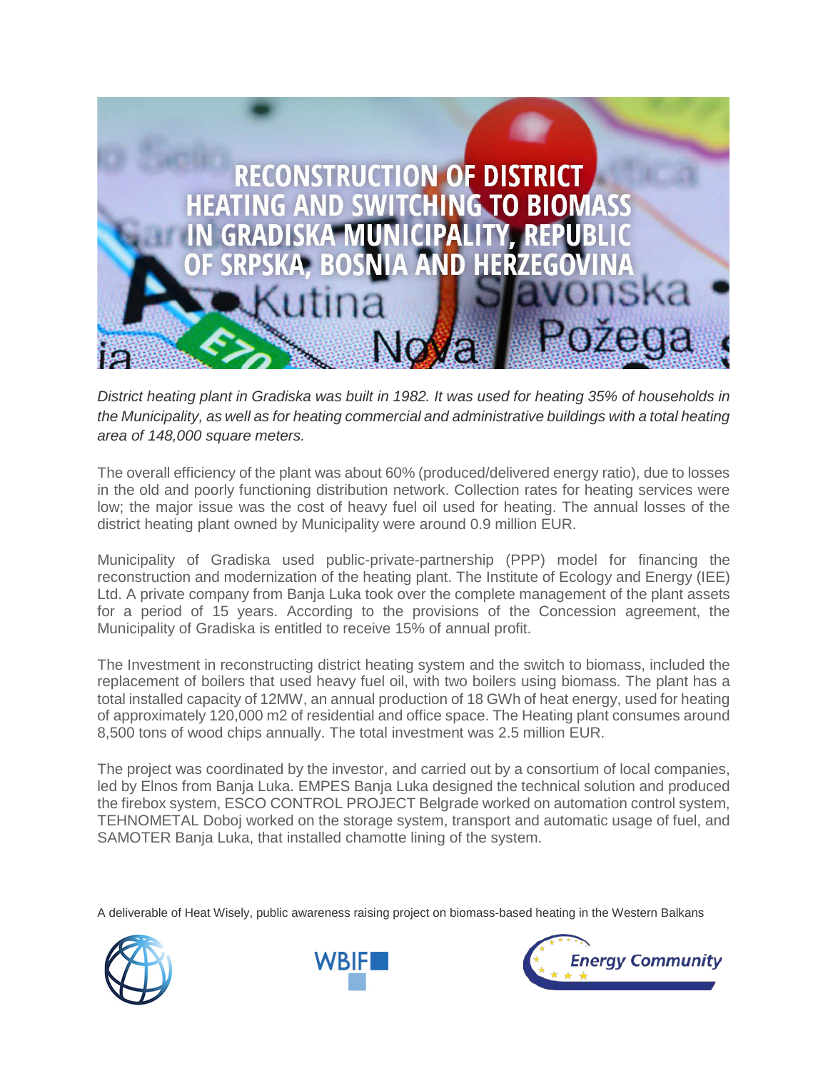# RECONSTRUCTION OF DISTRICT HEATING AND SWITCHING TO BIOMASS IN GRADISKA MUNICIPALITY, REPUBLIC OF SRPSKA, BOSNIA AND HERZEGOVINA

*District heating plant in Gradiska was built in 1982. It was used for heating 35% of households in the Municipality, as well as for heating commercial and administrative buildings with a total heating area of 148,000 square meters.*

The overall efficiency of the plant was about 60% (produced/delivered energy ratio), due to losses in the old and poorly functioning distribution network. Collection rates for heating services were low; the major issue was the cost of heavy fuel oil used for heating. The annual losses of the district heating plant owned by Municipality were around 0.9 million EUR.

Municipality of Gradiska used public-private-partnership (PPP) model for financing the reconstruction and modernization of the heating plant. The Institute of Ecology and Energy (IEE) Ltd. A private company from Banja Luka took over the complete management of the plant assets for a period of 15 years. According to the provisions of the Concession agreement, the Municipality of Gradiska is entitled to receive 15% of annual profit.

The Investment in reconstructing district heating system and the switch to biomass, included the replacement of boilers that used heavy fuel oil, with two boilers using biomass. The plant has a total installed capacity of 12MW, an annual production of 18 GWh of heat energy, used for heating of approximately 120,000 m2 of residential and office space. The Heating plant consumes around 8,500 tons of wood chips annually. The total investment was 2.5 million EUR.

The project was coordinated by the investor, and carried out by a consortium of local companies, led by Elnos from Banja Luka. EMPES Banja Luka designed the technical solution and produced the firebox system, ESCO CONTROL PROJECT Belgrade worked on automation control system, TEHNOMETAL Doboj worked on the storage system, transport and automatic usage of fuel, and SAMOTER Banja Luka, that installed chamotte lining of the system.

A deliverable of Heat Wisely, public awareness raising project on biomass-based heating in the Western Balkans

WBIF

Energy Community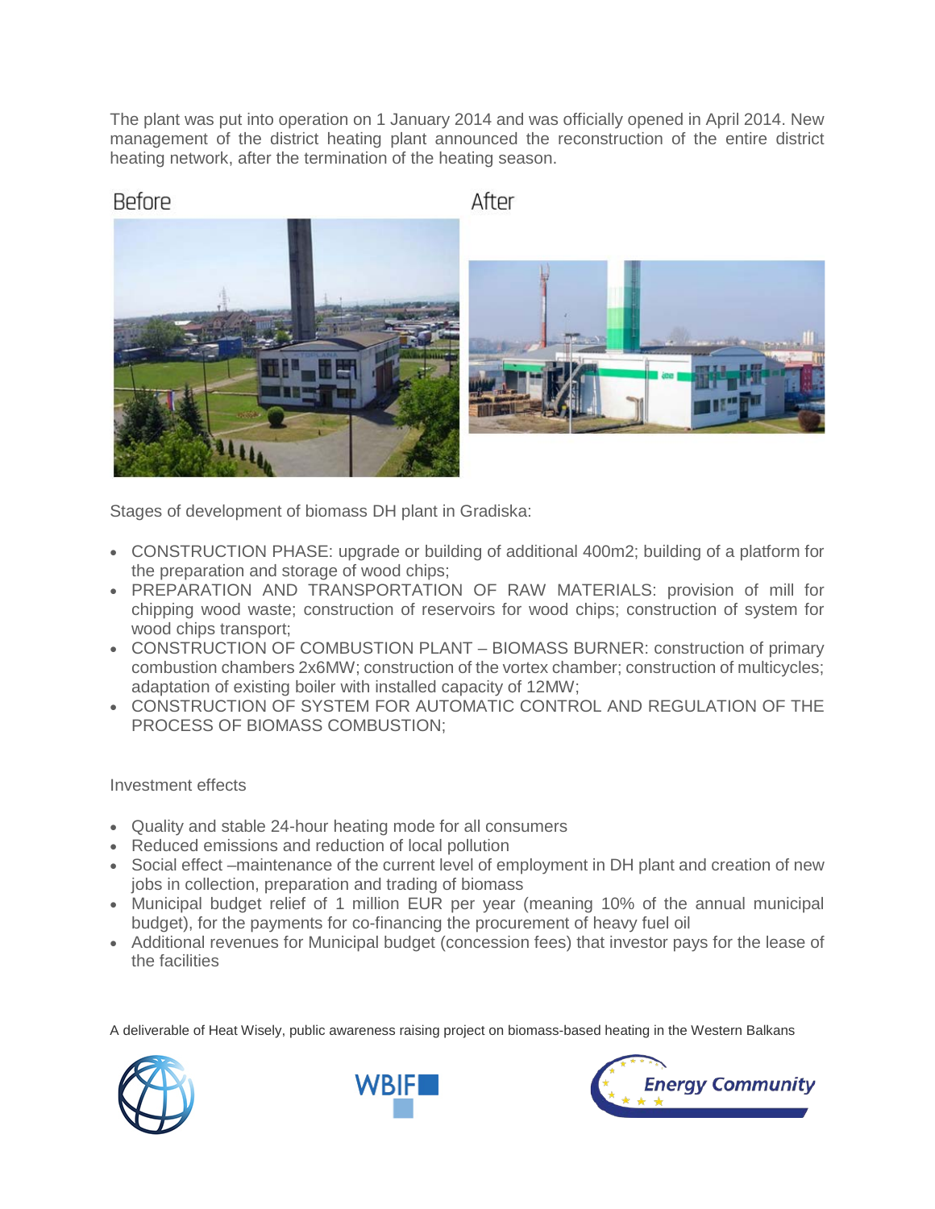The plant was put into operation on 1 January 2014 and was officially opened in April 2014. New management of the district heating plant announced the reconstruction of the entire district heating network, after the termination of the heating season.

Before

After

Stages of development of biomass DH plant in Gradiska:

- CONSTRUCTION PHASE: upgrade or building of additional 400m2; building of a platform for the preparation and storage of wood chips;
- PREPARATION AND TRANSPORTATION OF RAW MATERIALS: provision of mill for chipping wood waste; construction of reservoirs for wood chips; construction of system for wood chips transport;
- CONSTRUCTION OF COMBUSTION PLANT – BIOMASS BURNER: construction of primary combustion chambers 2x6MW; construction of the vortex chamber; construction of multicycles; adaptation of existing boiler with installed capacity of 12MW;
- CONSTRUCTION OF SYSTEM FOR AUTOMATIC CONTROL AND REGULATION OF THE PROCESS OF BIOMASS COMBUSTION;

Investment effects

- Quality and stable 24-hour heating mode for all consumers
- Reduced emissions and reduction of local pollution
- Social effect –maintenance of the current level of employment in DH plant and creation of new jobs in collection, preparation and trading of biomass
- Municipal budget relief of 1 million EUR per year (meaning 10% of the annual municipal budget), for the payments for co-financing the procurement of heavy fuel oil
- Additional revenues for Municipal budget (concession fees) that investor pays for the lease of the facilities

A deliverable of Heat Wisely, public awareness raising project on biomass-based heating in the Western Balkans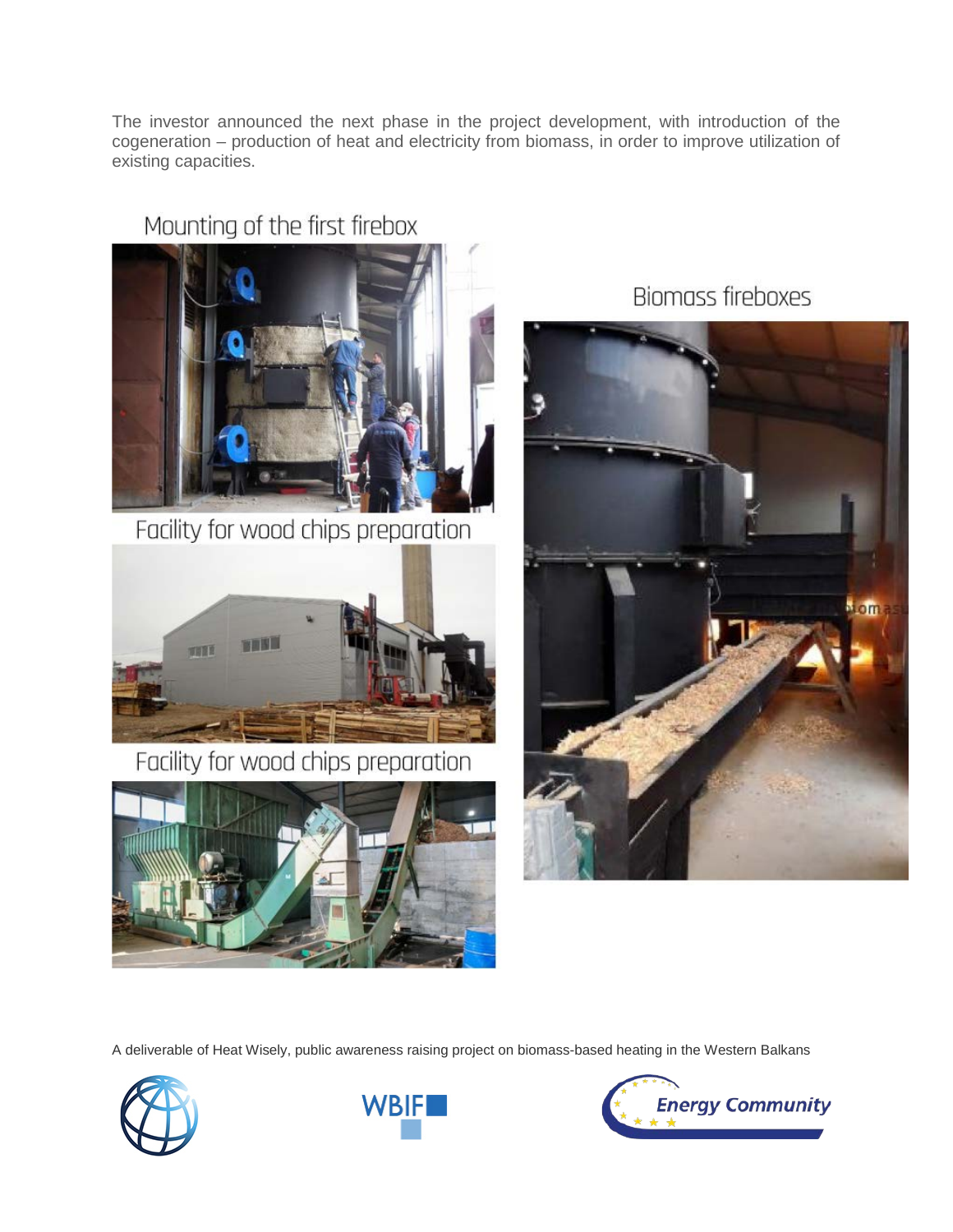The investor announced the next phase in the project development, with introduction of the cogeneration – production of heat and electricity from biomass, in order to improve utilization of existing capacities.

Mounting of the first firebox

Facility for wood chips preparation

Facility for wood chips preparation

Biomass fireboxes

A deliverable of Heat Wisely, public awareness raising project on biomass-based heating in the Western Balkans